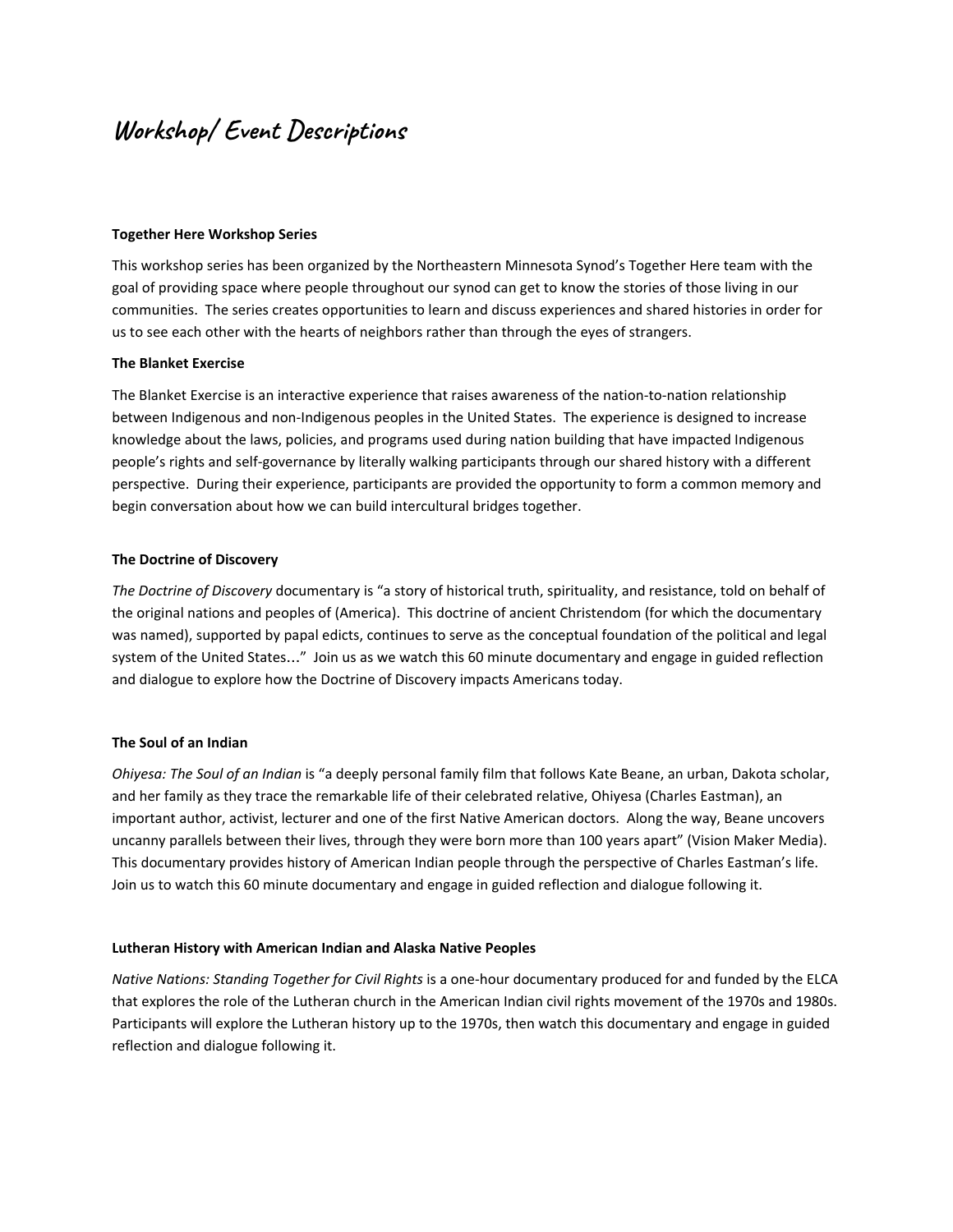# Workshop/ Event Descriptions

**Together Here Workshop Series**

This workshop series has been organized by the Northeastern Minnesota Synod's Together Here team with the goal of providing space where people throughout our synod can get to know the stories of those living in our communities. The series creates opportunities to learn and discuss experiences and shared histories in order for us to see each other with the hearts of neighbors rather than through the eyes of strangers.

**The Blanket Exercise**

The Blanket Exercise is an interactive experience that raises awareness of the nation-to-nation relationship between Indigenous and non-Indigenous peoples in the United States. The experience is designed to increase knowledge about the laws, policies, and programs used during nation building that have impacted Indigenous people's rights and self-governance by literally walking participants through our shared history with a different perspective. During their experience, participants are provided the opportunity to form a common memory and begin conversation about how we can build intercultural bridges together.

**The Doctrine of Discovery**

*The Doctrine of Discovery* documentary is "a story of historical truth, spirituality, and resistance, told on behalf of the original nations and peoples of (America). This doctrine of ancient Christendom (for which the documentary was named), supported by papal edicts, continues to serve as the conceptual foundation of the political and legal system of the United States…" Join us as we watch this 60 minute documentary and engage in guided reflection and dialogue to explore how the Doctrine of Discovery impacts Americans today.

**The Soul of an Indian**

*Ohiyesa: The Soul of an Indian* is "a deeply personal family film that follows Kate Beane, an urban, Dakota scholar, and her family as they trace the remarkable life of their celebrated relative, Ohiyesa (Charles Eastman), an important author, activist, lecturer and one of the first Native American doctors. Along the way, Beane uncovers uncanny parallels between their lives, through they were born more than 100 years apart" (Vision Maker Media). This documentary provides history of American Indian people through the perspective of Charles Eastman's life. Join us to watch this 60 minute documentary and engage in guided reflection and dialogue following it.

**Lutheran History with American Indian and Alaska Native Peoples**

*Native Nations: Standing Together for Civil Rights* is a one-hour documentary produced for and funded by the ELCA that explores the role of the Lutheran church in the American Indian civil rights movement of the 1970s and 1980s. Participants will explore the Lutheran history up to the 1970s, then watch this documentary and engage in guided reflection and dialogue following it.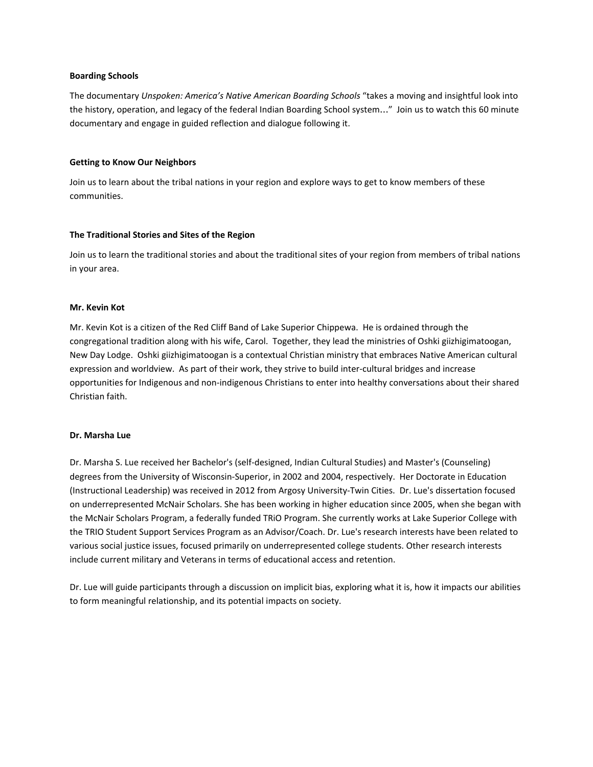**Boarding Schools**

The documentary *Unspoken: America's Native American Boarding Schools* "takes a moving and insightful look into the history, operation, and legacy of the federal Indian Boarding School system…" Join us to watch this 60 minute documentary and engage in guided reflection and dialogue following it.

**Getting to Know Our Neighbors**

Join us to learn about the tribal nations in your region and explore ways to get to know members of these communities.

**The Traditional Stories and Sites of the Region**

Join us to learn the traditional stories and about the traditional sites of your region from members of tribal nations in your area.

**Mr. Kevin Kot**

Mr. Kevin Kot is a citizen of the Red Cliff Band of Lake Superior Chippewa. He is ordained through the congregational tradition along with his wife, Carol. Together, they lead the ministries of Oshki giizhigimatoogan, New Day Lodge. Oshki giizhigimatoogan is a contextual Christian ministry that embraces Native American cultural expression and worldview. As part of their work, they strive to build inter-cultural bridges and increase opportunities for Indigenous and non-indigenous Christians to enter into healthy conversations about their shared Christian faith.

**Dr. Marsha Lue**

Dr. Marsha S. Lue received her Bachelor's (self-designed, Indian Cultural Studies) and Master's (Counseling) degrees from the University of Wisconsin-Superior, in 2002 and 2004, respectively. Her Doctorate in Education (Instructional Leadership) was received in 2012 from Argosy University-Twin Cities. Dr. Lue's dissertation focused on underrepresented McNair Scholars. She has been working in higher education since 2005, when she began with the McNair Scholars Program, a federally funded TRiO Program. She currently works at Lake Superior College with the TRIO Student Support Services Program as an Advisor/Coach. Dr. Lue's research interests have been related to various social justice issues, focused primarily on underrepresented college students. Other research interests include current military and Veterans in terms of educational access and retention.

Dr. Lue will guide participants through a discussion on implicit bias, exploring what it is, how it impacts our abilities to form meaningful relationship, and its potential impacts on society.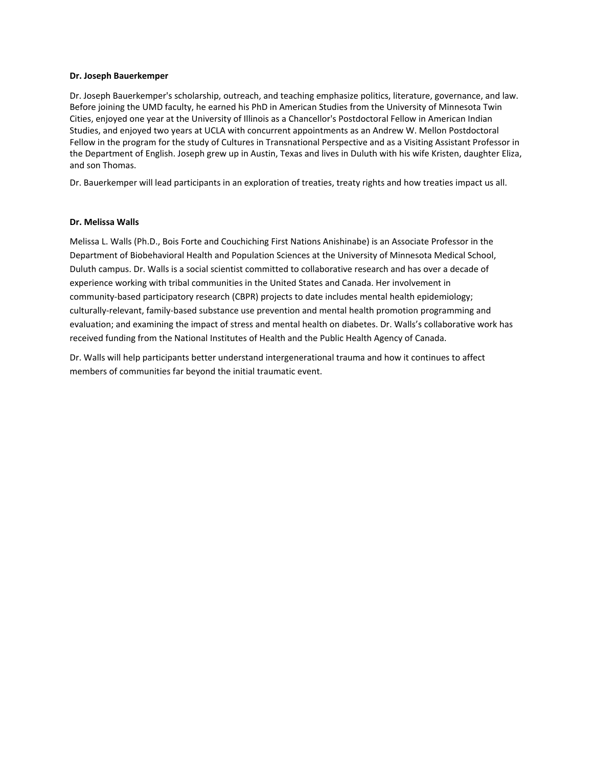**Dr. Joseph Bauerkemper**

Dr. Joseph Bauerkemper's scholarship, outreach, and teaching emphasize politics, literature, governance, and law. Before joining the UMD faculty, he earned his PhD in American Studies from the University of Minnesota Twin Cities, enjoyed one year at the University of Illinois as a Chancellor's Postdoctoral Fellow in American Indian Studies, and enjoyed two years at UCLA with concurrent appointments as an Andrew W. Mellon Postdoctoral Fellow in the program for the study of Cultures in Transnational Perspective and as a Visiting Assistant Professor in the Department of English. Joseph grew up in Austin, Texas and lives in Duluth with his wife Kristen, daughter Eliza, and son Thomas.

Dr. Bauerkemper will lead participants in an exploration of treaties, treaty rights and how treaties impact us all.

**Dr. Melissa Walls**

Melissa L. Walls (Ph.D., Bois Forte and Couchiching First Nations Anishinabe) is an Associate Professor in the Department of Biobehavioral Health and Population Sciences at the University of Minnesota Medical School, Duluth campus. Dr. Walls is a social scientist committed to collaborative research and has over a decade of experience working with tribal communities in the United States and Canada. Her involvement in community-based participatory research (CBPR) projects to date includes mental health epidemiology; culturally-relevant, family-based substance use prevention and mental health promotion programming and evaluation; and examining the impact of stress and mental health on diabetes. Dr. Walls's collaborative work has received funding from the National Institutes of Health and the Public Health Agency of Canada.

Dr. Walls will help participants better understand intergenerational trauma and how it continues to affect members of communities far beyond the initial traumatic event.